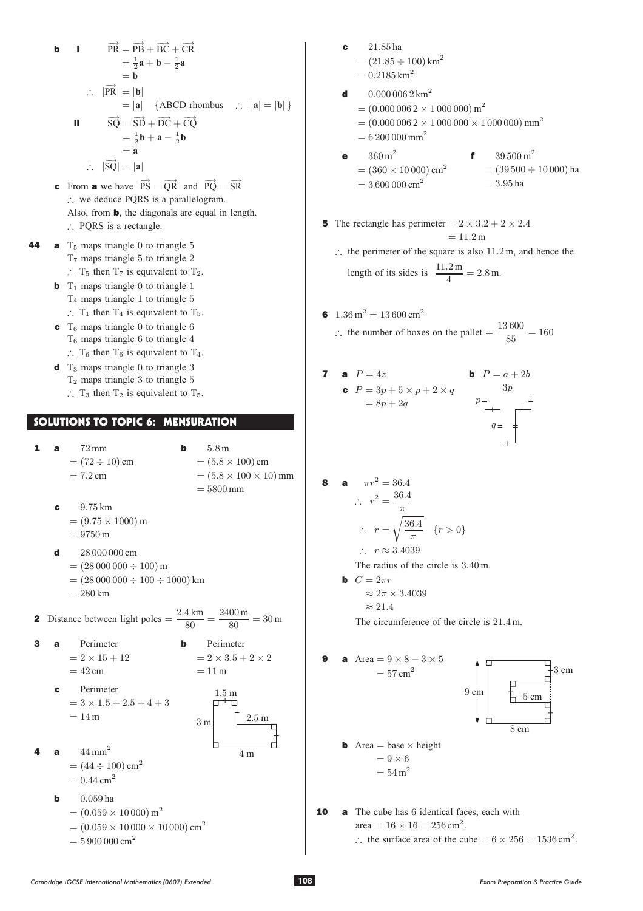**b** **i** $\overrightarrow{PR} = \overrightarrow{PB} + \overrightarrow{BC} + \overrightarrow{CR}$
$= \frac{1}{2}\mathbf{a} + \mathbf{b} - \frac{1}{2}\mathbf{a}$
$= \mathbf{b}$

$\therefore\ |\overrightarrow{PR}| = |\mathbf{b}|$
$= |\mathbf{a}|$ {ABCD rhombus $\therefore\ |\mathbf{a}| = |\mathbf{b}|$ }

**ii** $\overrightarrow{SQ} = \overrightarrow{SD} + \overrightarrow{DC} + \overrightarrow{CQ}$
$= \frac{1}{2}\mathbf{b} + \mathbf{a} - \frac{1}{2}\mathbf{b}$
$= \mathbf{a}$

$\therefore\ |\overrightarrow{SQ}| = |\mathbf{a}|$

**c** From **a** we have $\overrightarrow{PS} = \overrightarrow{QR}$ and $\overrightarrow{PQ} = \overrightarrow{SR}$
$\therefore$ we deduce PQRS is a parallelogram.
Also, from **b**, the diagonals are equal in length.
$\therefore$ PQRS is a rectangle.

**44** **a** $T_5$ maps triangle 0 to triangle 5
$T_7$ maps triangle 5 to triangle 2
$\therefore$ $T_5$ then $T_7$ is equivalent to $T_2$.

**b** $T_1$ maps triangle 0 to triangle 1
$T_4$ maps triangle 1 to triangle 5
$\therefore$ $T_1$ then $T_4$ is equivalent to $T_5$.

**c** $T_6$ maps triangle 0 to triangle 6
$T_6$ maps triangle 6 to triangle 4
$\therefore$ $T_6$ then $T_6$ is equivalent to $T_4$.

**d** $T_3$ maps triangle 0 to triangle 3
$T_2$ maps triangle 3 to triangle 5
$\therefore$ $T_3$ then $T_2$ is equivalent to $T_5$.

## SOLUTIONS TO TOPIC 6: MENSURATION

**1** **a** 72 mm
$= (72 \div 10)$ cm
$= 7.2$ cm

**b** 5.8 m
$= (5.8 \times 100)$ cm
$= (5.8 \times 100 \times 10)$ mm
$= 5800$ mm

**c** 9.75 km
$= (9.75 \times 1000)$ m
$= 9750$ m

**d** 28 000 000 cm
$= (28\,000\,000 \div 100)$ m
$= (28\,000\,000 \div 100 \div 1000)$ km
$= 280$ km

**2** Distance between light poles $= \dfrac{2.4\text{ km}}{80} = \dfrac{2400\text{ m}}{80} = 30\text{ m}$

**3** **a** Perimeter
$= 2 \times 15 + 12$
$= 42$ cm

**b** Perimeter
$= 2 \times 3.5 + 2 \times 2$
$= 11$ m

**c** Perimeter
$= 3 \times 1.5 + 2.5 + 4 + 3$
$= 14$ m

**4** **a** $44\text{ mm}^2$
$= (44 \div 100)\text{ cm}^2$
$= 0.44\text{ cm}^2$

**b** 0.059 ha
$= (0.059 \times 10\,000)\text{ m}^2$
$= (0.059 \times 10\,000 \times 10\,000)\text{ cm}^2$
$= 5\,900\,000\text{ cm}^2$

**c** 21.85 ha
$= (21.85 \div 100)\text{ km}^2$
$= 0.2185\text{ km}^2$

**d** $0.000\,006\,2\text{ km}^2$
$= (0.000\,006\,2 \times 1\,000\,000)\text{ m}^2$
$= (0.000\,006\,2 \times 1\,000\,000 \times 1\,000\,000)\text{ mm}^2$
$= 6\,200\,000\text{ mm}^2$

**e** $360\text{ m}^2$
$= (360 \times 10\,000)\text{ cm}^2$
$= 3\,600\,000\text{ cm}^2$

**f** $39\,500\text{ m}^2$
$= (39\,500 \div 10\,000)$ ha
$= 3.95$ ha

**5** The rectangle has perimeter $= 2 \times 3.2 + 2 \times 2.4$
$= 11.2$ m

$\therefore$ the perimeter of the square is also 11.2 m, and hence the length of its sides is $\dfrac{11.2\text{ m}}{4} = 2.8$ m.

**6** $1.36\text{ m}^2 = 13\,600\text{ cm}^2$

$\therefore$ the number of boxes on the pallet $= \dfrac{13\,600}{85} = 160$

**7** **a** $P = 4z$

**b** $P = a + 2b$

**c** $P = 3p + 5 \times p + 2 \times q$
$= 8p + 2q$

**8** **a** $\pi r^2 = 36.4$
$\therefore\ r^2 = \dfrac{36.4}{\pi}$
$\therefore\ r = \sqrt{\dfrac{36.4}{\pi}}$ $\{r > 0\}$
$\therefore\ r \approx 3.4039$

The radius of the circle is 3.40 m.

**b** $C = 2\pi r$
$\approx 2\pi \times 3.4039$
$\approx 21.4$

The circumference of the circle is 21.4 m.

**9** **a** Area $= 9 \times 8 - 3 \times 5$
$= 57\text{ cm}^2$

**b** Area $=$ base $\times$ height
$= 9 \times 6$
$= 54\text{ m}^2$

**10** **a** The cube has 6 identical faces, each with area $= 16 \times 16 = 256\text{ cm}^2$.
$\therefore$ the surface area of the cube $= 6 \times 256 = 1536\text{ cm}^2$.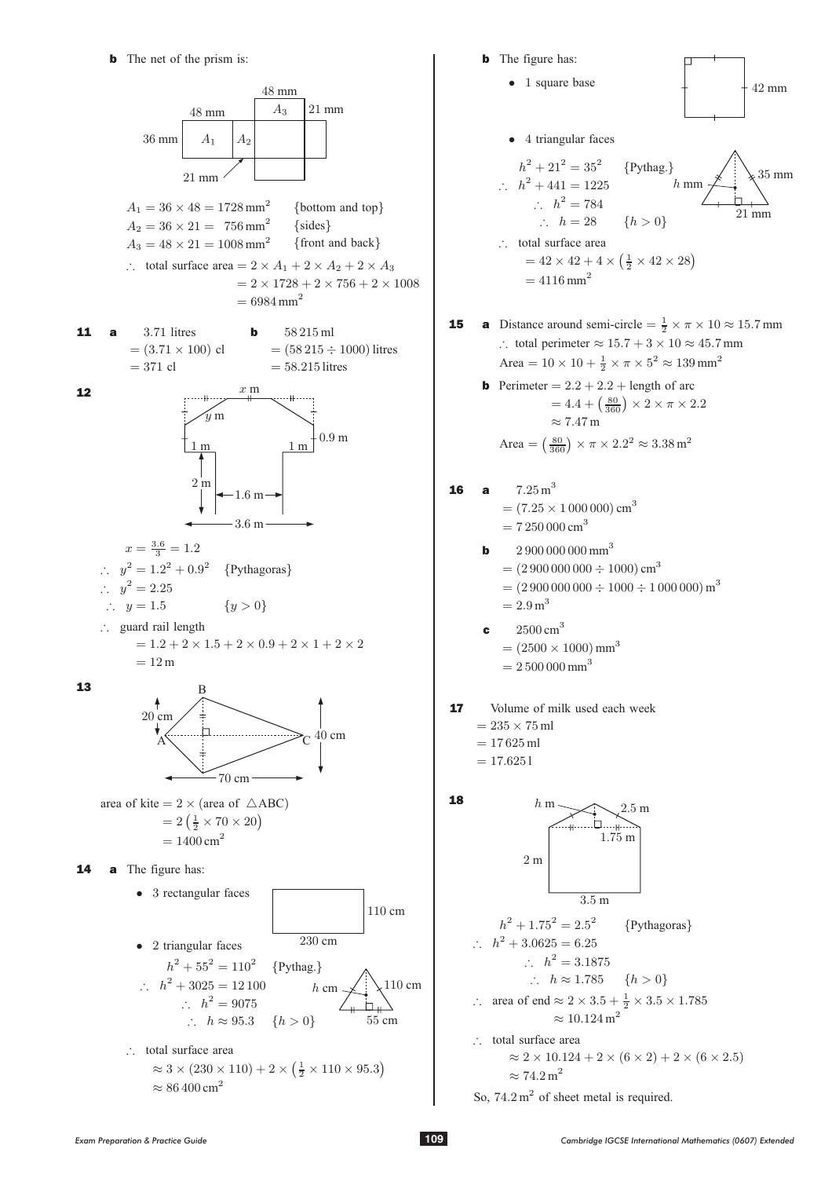**b** The net of the prism is:

48 mm, $A_3$, 21 mm, 48 mm, 36 mm, $A_1$, $A_2$, 21 mm

$A_1 = 36 \times 48 = 1728\,\text{mm}^2$ {bottom and top}
$A_2 = 36 \times 21 = 756\,\text{mm}^2$ {sides}
$A_3 = 48 \times 21 = 1008\,\text{mm}^2$ {front and back}

$\therefore$ total surface area $= 2 \times A_1 + 2 \times A_2 + 2 \times A_3$
$= 2 \times 1728 + 2 \times 756 + 2 \times 1008$
$= 6984\,\text{mm}^2$

**11** **a** 3.71 litres
$= (3.71 \times 100)$ cl
$= 371$ cl

**b** 58 215 ml
$= (58\,215 \div 1000)$ litres
$= 58.215$ litres

**12**

$x$ m, $y$ m, 1 m, 1 m, 0.9 m, 2 m, 1.6 m, 3.6 m

$x = \frac{3.6}{3} = 1.2$

$\therefore\ y^2 = 1.2^2 + 0.9^2$ {Pythagoras}
$\therefore\ y^2 = 2.25$
$\therefore\ y = 1.5$ $\{y > 0\}$

$\therefore$ guard rail length
$= 1.2 + 2 \times 1.5 + 2 \times 0.9 + 2 \times 1 + 2 \times 2$
$= 12$ m

**13**

B, A, C, 20 cm, 40 cm, 70 cm

area of kite $= 2 \times$ (area of $\triangle$ABC)
$= 2\left(\frac{1}{2} \times 70 \times 20\right)$
$= 1400\,\text{cm}^2$

**14** **a** The figure has:

- 3 rectangular faces (230 cm, 110 cm)
- 2 triangular faces

$h^2 + 55^2 = 110^2$ {Pythag.}
$\therefore\ h^2 + 3025 = 12\,100$
$\therefore\ h^2 = 9075$
$\therefore\ h \approx 95.3$ $\{h > 0\}$

($h$ cm, 110 cm, 55 cm)

$\therefore$ total surface area
$\approx 3 \times (230 \times 110) + 2 \times \left(\frac{1}{2} \times 110 \times 95.3\right)$
$\approx 86\,400\,\text{cm}^2$

**b** The figure has:

- 1 square base (42 mm)
- 4 triangular faces

$h^2 + 21^2 = 35^2$ {Pythag.}
$\therefore\ h^2 + 441 = 1225$
$\therefore\ h^2 = 784$
$\therefore\ h = 28$ $\{h > 0\}$

($h$ mm, 35 mm, 21 mm)

$\therefore$ total surface area
$= 42 \times 42 + 4 \times \left(\frac{1}{2} \times 42 \times 28\right)$
$= 4116\,\text{mm}^2$

**15** **a** Distance around semi-circle $= \frac{1}{2} \times \pi \times 10 \approx 15.7$ mm
$\therefore$ total perimeter $\approx 15.7 + 3 \times 10 \approx 45.7$ mm
Area $= 10 \times 10 + \frac{1}{2} \times \pi \times 5^2 \approx 139\,\text{mm}^2$

**b** Perimeter $= 2.2 + 2.2 +$ length of arc
$= 4.4 + \left(\frac{80}{360}\right) \times 2 \times \pi \times 2.2$
$\approx 7.47$ m

Area $= \left(\frac{80}{360}\right) \times \pi \times 2.2^2 \approx 3.38\,\text{m}^2$

**16** **a** $7.25\,\text{m}^3$
$= (7.25 \times 1\,000\,000)\,\text{cm}^3$
$= 7\,250\,000\,\text{cm}^3$

**b** $2\,900\,000\,000\,\text{mm}^3$
$= (2\,900\,000\,000 \div 1000)\,\text{cm}^3$
$= (2\,900\,000\,000 \div 1000 \div 1\,000\,000)\,\text{m}^3$
$= 2.9\,\text{m}^3$

**c** $2500\,\text{cm}^3$
$= (2500 \times 1000)\,\text{mm}^3$
$= 2\,500\,000\,\text{mm}^3$

**17** Volume of milk used each week
$= 235 \times 75$ ml
$= 17\,625$ ml
$= 17.625$ l

**18**

$h$ m, 2.5 m, 1.75 m, 2 m, 3.5 m

$h^2 + 1.75^2 = 2.5^2$ {Pythagoras}
$\therefore\ h^2 + 3.0625 = 6.25$
$\therefore\ h^2 = 3.1875$
$\therefore\ h \approx 1.785$ $\{h > 0\}$

$\therefore$ area of end $\approx 2 \times 3.5 + \frac{1}{2} \times 3.5 \times 1.785$
$\approx 10.124\,\text{m}^2$

$\therefore$ total surface area
$\approx 2 \times 10.124 + 2 \times (6 \times 2) + 2 \times (6 \times 2.5)$
$\approx 74.2\,\text{m}^2$

So, $74.2\,\text{m}^2$ of sheet metal is required.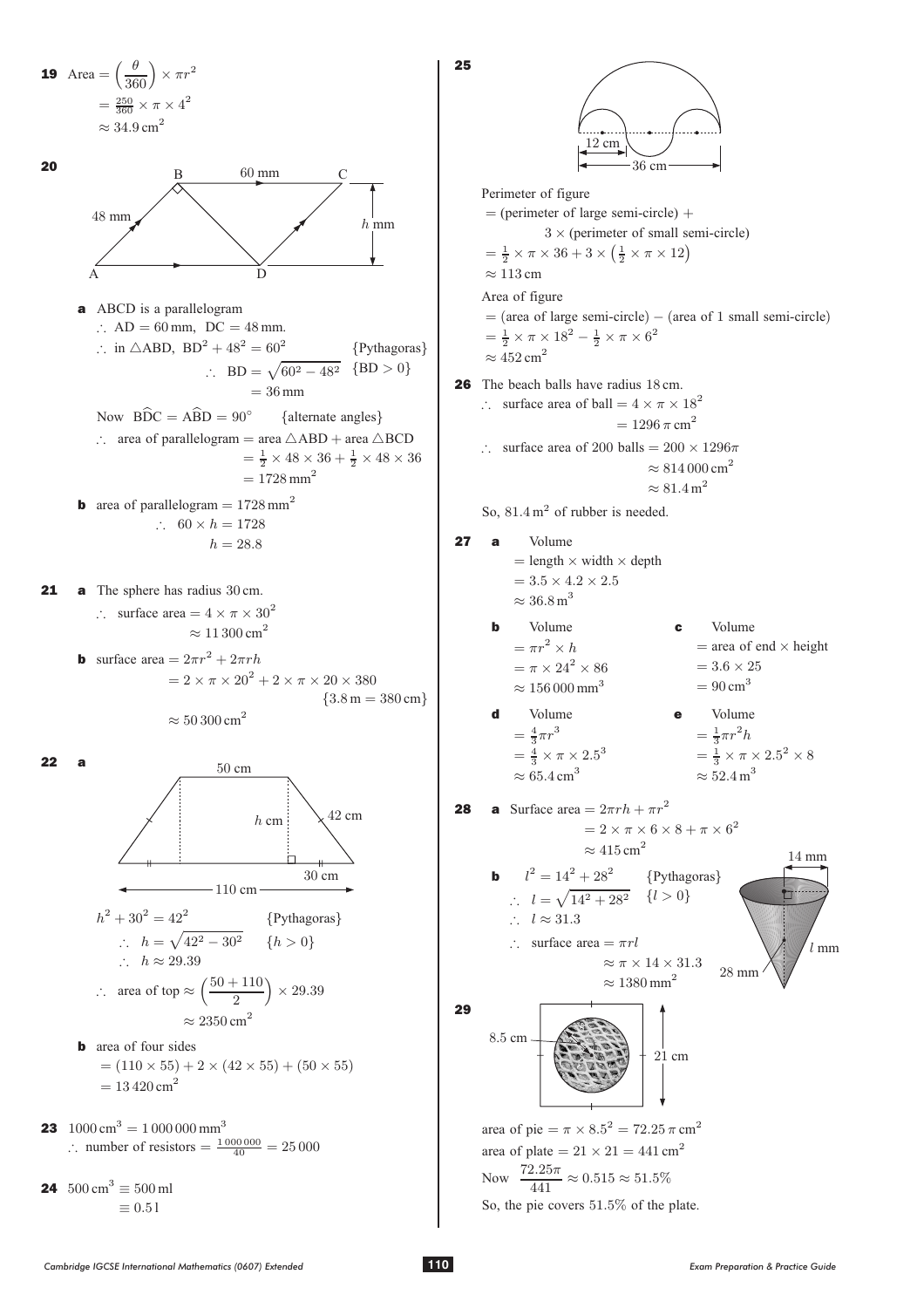**19** Area $= \left(\frac{\theta}{360}\right) \times \pi r^2$

$= \frac{250}{360} \times \pi \times 4^2$

$\approx 34.9\,\text{cm}^2$

**20**

**a** ABCD is a parallelogram

$\therefore$ AD = 60 mm, DC = 48 mm.

$\therefore$ in $\triangle$ABD, $\text{BD}^2 + 48^2 = 60^2$ {Pythagoras}

$\therefore$ $\text{BD} = \sqrt{60^2 - 48^2}$ {BD > 0}

$= 36\,\text{mm}$

Now $\widehat{\text{BDC}} = \widehat{\text{ABD}} = 90°$ {alternate angles}

$\therefore$ area of parallelogram = area $\triangle$ABD + area $\triangle$BCD

$= \frac{1}{2} \times 48 \times 36 + \frac{1}{2} \times 48 \times 36$

$= 1728\,\text{mm}^2$

**b** area of parallelogram $= 1728\,\text{mm}^2$

$\therefore$ $60 \times h = 1728$

$h = 28.8$

**21** **a** The sphere has radius 30 cm.

$\therefore$ surface area $= 4 \times \pi \times 30^2$

$\approx 11\,300\,\text{cm}^2$

**b** surface area $= 2\pi r^2 + 2\pi rh$

$= 2 \times \pi \times 20^2 + 2 \times \pi \times 20 \times 380$ {3.8 m = 380 cm}

$\approx 50\,300\,\text{cm}^2$

**22** **a**

$h^2 + 30^2 = 42^2$ {Pythagoras}

$\therefore$ $h = \sqrt{42^2 - 30^2}$ {$h > 0$}

$\therefore$ $h \approx 29.39$

$\therefore$ area of top $\approx \left(\frac{50 + 110}{2}\right) \times 29.39$

$\approx 2350\,\text{cm}^2$

**b** area of four sides

$= (110 \times 55) + 2 \times (42 \times 55) + (50 \times 55)$

$= 13\,420\,\text{cm}^2$

**23** $1000\,\text{cm}^3 = 1\,000\,000\,\text{mm}^3$

$\therefore$ number of resistors $= \frac{1\,000\,000}{40} = 25\,000$

**24** $500\,\text{cm}^3 \equiv 500\,\text{ml}$

$\equiv 0.5\,\text{l}$

**25**

Perimeter of figure

= (perimeter of large semi-circle) + 3 × (perimeter of small semi-circle)

$= \frac{1}{2} \times \pi \times 36 + 3 \times \left(\frac{1}{2} \times \pi \times 12\right)$

$\approx 113\,\text{cm}$

Area of figure

= (area of large semi-circle) − (area of 1 small semi-circle)

$= \frac{1}{2} \times \pi \times 18^2 - \frac{1}{2} \times \pi \times 6^2$

$\approx 452\,\text{cm}^2$

**26** The beach balls have radius 18 cm.

$\therefore$ surface area of ball $= 4 \times \pi \times 18^2$

$= 1296\,\pi\,\text{cm}^2$

$\therefore$ surface area of 200 balls $= 200 \times 1296\pi$

$\approx 814\,000\,\text{cm}^2$

$\approx 81.4\,\text{m}^2$

So, $81.4\,\text{m}^2$ of rubber is needed.

**27** **a** Volume

= length × width × depth

$= 3.5 \times 4.2 \times 2.5$

$\approx 36.8\,\text{m}^3$

**b** Volume

$= \pi r^2 \times h$

$= \pi \times 24^2 \times 86$

$\approx 156\,000\,\text{mm}^3$

**c** Volume

= area of end × height

$= 3.6 \times 25$

$= 90\,\text{cm}^3$

**d** Volume

$= \frac{4}{3}\pi r^3$

$= \frac{4}{3} \times \pi \times 2.5^3$

$\approx 65.4\,\text{cm}^3$

**e** Volume

$= \frac{1}{3}\pi r^2 h$

$= \frac{1}{3} \times \pi \times 2.5^2 \times 8$

$\approx 52.4\,\text{m}^3$

**28** **a** Surface area $= 2\pi rh + \pi r^2$

$= 2 \times \pi \times 6 \times 8 + \pi \times 6^2$

$\approx 415\,\text{cm}^2$

**b** $l^2 = 14^2 + 28^2$ {Pythagoras}

$\therefore$ $l = \sqrt{14^2 + 28^2}$ {$l > 0$}

$\therefore$ $l \approx 31.3$

$\therefore$ surface area $= \pi rl$

$\approx \pi \times 14 \times 31.3$

$\approx 1380\,\text{mm}^2$

**29**

area of pie $= \pi \times 8.5^2 = 72.25\,\pi\,\text{cm}^2$

area of plate $= 21 \times 21 = 441\,\text{cm}^2$

Now $\frac{72.25\pi}{441} \approx 0.515 \approx 51.5\%$

So, the pie covers 51.5% of the plate.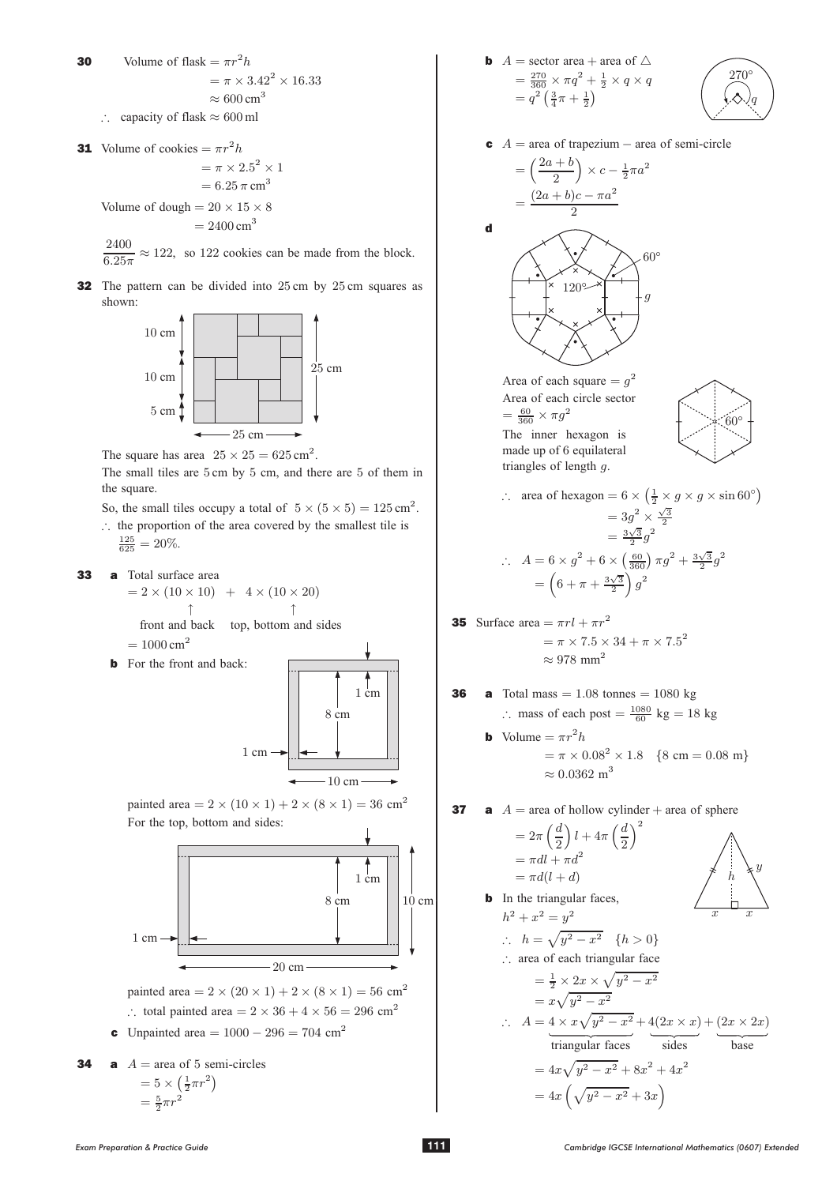**30** Volume of flask $= \pi r^2 h$

$$= \pi \times 3.42^2 \times 16.33$$
$$\approx 600\,\text{cm}^3$$

$\therefore$ capacity of flask $\approx 600$ ml

**31** Volume of cookies $= \pi r^2 h$

$$= \pi \times 2.5^2 \times 1$$
$$= 6.25\,\pi\,\text{cm}^3$$

Volume of dough $= 20 \times 15 \times 8$

$$= 2400\,\text{cm}^3$$

$\dfrac{2400}{6.25\pi} \approx 122$, so 122 cookies can be made from the block.

**32** The pattern can be divided into 25 cm by 25 cm squares as shown:

(Diagram: square of side 25 cm, with left side marked 10 cm, 10 cm, 5 cm.)

The square has area $25 \times 25 = 625\,\text{cm}^2$.

The small tiles are 5 cm by 5 cm, and there are 5 of them in the square.

So, the small tiles occupy a total of $5 \times (5 \times 5) = 125\,\text{cm}^2$.

$\therefore$ the proportion of the area covered by the smallest tile is $\frac{125}{625} = 20\%$.

**33** **a** Total surface area

$$= 2 \times (10 \times 10) \;+\; 4 \times (10 \times 20)$$

(front and back) (top, bottom and sides)

$$= 1000\,\text{cm}^2$$

**b** For the front and back:

(Diagram: 10 cm square frame with 1 cm border, inner height 8 cm.)

painted area $= 2 \times (10 \times 1) + 2 \times (8 \times 1) = 36\ \text{cm}^2$

For the top, bottom and sides:

(Diagram: 20 cm by 10 cm frame with 1 cm border, inner height 8 cm.)

painted area $= 2 \times (20 \times 1) + 2 \times (8 \times 1) = 56\ \text{cm}^2$

$\therefore$ total painted area $= 2 \times 36 + 4 \times 56 = 296\ \text{cm}^2$

**c** Unpainted area $= 1000 - 296 = 704\ \text{cm}^2$

**34** **a** $A =$ area of 5 semi-circles

$$= 5 \times \left(\tfrac{1}{2}\pi r^2\right)$$
$$= \tfrac{5}{2}\pi r^2$$

**b** $A =$ sector area $+$ area of $\triangle$

$$= \tfrac{270}{360} \times \pi q^2 + \tfrac{1}{2} \times q \times q$$
$$= q^2\left(\tfrac{3}{4}\pi + \tfrac{1}{2}\right)$$

**c** $A =$ area of trapezium $-$ area of semi-circle

$$= \left(\frac{2a+b}{2}\right) \times c - \tfrac{1}{2}\pi a^2$$
$$= \frac{(2a+b)c - \pi a^2}{2}$$

**d** (Diagram: hexagon with squares on each side and 60° circle sectors at the corners; inner angle 120°, side $g$.)

Area of each square $= g^2$

Area of each circle sector $= \frac{60}{360} \times \pi g^2$

The inner hexagon is made up of 6 equilateral triangles of length $g$.

$$\therefore\ \text{area of hexagon} = 6 \times \left(\tfrac{1}{2} \times g \times g \times \sin 60^\circ\right)$$
$$= 3g^2 \times \tfrac{\sqrt{3}}{2}$$
$$= \tfrac{3\sqrt{3}}{2}g^2$$

$$\therefore\ A = 6 \times g^2 + 6 \times \left(\tfrac{60}{360}\right)\pi g^2 + \tfrac{3\sqrt{3}}{2}g^2$$
$$= \left(6 + \pi + \tfrac{3\sqrt{3}}{2}\right)g^2$$

**35** Surface area $= \pi r l + \pi r^2$

$$= \pi \times 7.5 \times 34 + \pi \times 7.5^2$$
$$\approx 978\ \text{mm}^2$$

**36** **a** Total mass $= 1.08$ tonnes $= 1080$ kg

$\therefore$ mass of each post $= \frac{1080}{60}$ kg $= 18$ kg

**b** Volume $= \pi r^2 h$

$$= \pi \times 0.08^2 \times 1.8 \quad \{8\ \text{cm} = 0.08\ \text{m}\}$$
$$\approx 0.0362\ \text{m}^3$$

**37** **a** $A =$ area of hollow cylinder $+$ area of sphere

$$= 2\pi\left(\frac{d}{2}\right)l + 4\pi\left(\frac{d}{2}\right)^2$$
$$= \pi d l + \pi d^2$$
$$= \pi d(l + d)$$

**b** In the triangular faces,

$$h^2 + x^2 = y^2$$

$\therefore\ h = \sqrt{y^2 - x^2}\quad \{h > 0\}$

$\therefore$ area of each triangular face

$$= \tfrac{1}{2} \times 2x \times \sqrt{y^2 - x^2}$$
$$= x\sqrt{y^2 - x^2}$$

$$\therefore\ A = \underbrace{4 \times x\sqrt{y^2 - x^2}}_{\text{triangular faces}} + \underbrace{4(2x \times x)}_{\text{sides}} + \underbrace{(2x \times 2x)}_{\text{base}}$$
$$= 4x\sqrt{y^2 - x^2} + 8x^2 + 4x^2$$
$$= 4x\left(\sqrt{y^2 - x^2} + 3x\right)$$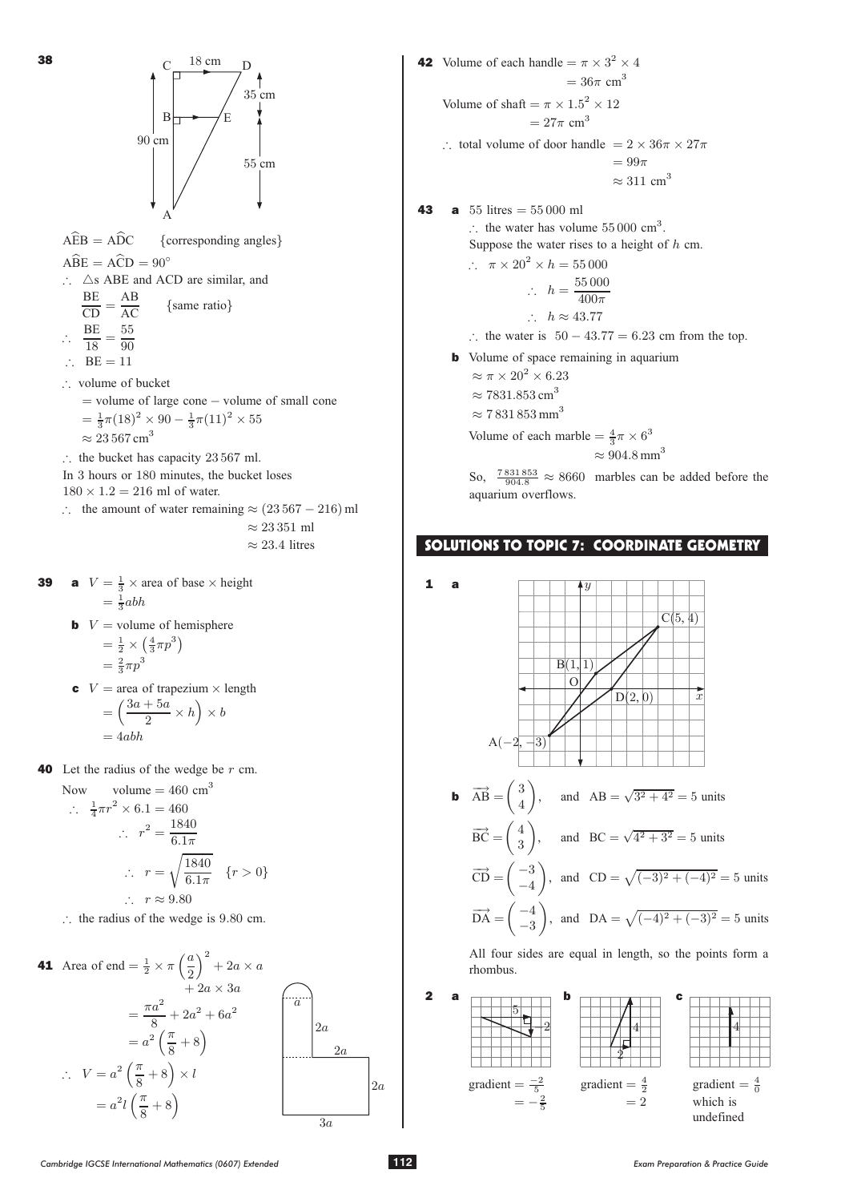**38**

C 18 cm D

35 cm

B E

90 cm

55 cm

A

$\widehat{AEB} = \widehat{ADC}$ {corresponding angles}

$\widehat{ABE} = \widehat{ACD} = 90°$

$\therefore$ $\triangle$s ABE and ACD are similar, and

$\frac{BE}{CD} = \frac{AB}{AC}$ {same ratio}

$\therefore$ $\frac{BE}{18} = \frac{55}{90}$

$\therefore$ BE $= 11$

$\therefore$ volume of bucket

$=$ volume of large cone $-$ volume of small cone

$= \frac{1}{3}\pi(18)^2 \times 90 - \frac{1}{3}\pi(11)^2 \times 55$

$\approx 23\,567\,\text{cm}^3$

$\therefore$ the bucket has capacity 23 567 ml.

In 3 hours or 180 minutes, the bucket loses

$180 \times 1.2 = 216$ ml of water.

$\therefore$ the amount of water remaining $\approx (23\,567 - 216)$ ml

$\approx 23\,351$ ml

$\approx 23.4$ litres

**39** **a** $V = \frac{1}{3} \times$ area of base $\times$ height
$= \frac{1}{3}abh$

**b** $V =$ volume of hemisphere
$= \frac{1}{2} \times \left(\frac{4}{3}\pi p^3\right)$
$= \frac{2}{3}\pi p^3$

**c** $V =$ area of trapezium $\times$ length
$= \left(\frac{3a + 5a}{2} \times h\right) \times b$
$= 4abh$

**40** Let the radius of the wedge be $r$ cm.

Now volume $= 460\ \text{cm}^3$

$\therefore$ $\frac{1}{4}\pi r^2 \times 6.1 = 460$

$\therefore$ $r^2 = \frac{1840}{6.1\pi}$

$\therefore$ $r = \sqrt{\frac{1840}{6.1\pi}}$ $\{r > 0\}$

$\therefore$ $r \approx 9.80$

$\therefore$ the radius of the wedge is 9.80 cm.

**41** Area of end $= \frac{1}{2} \times \pi\left(\frac{a}{2}\right)^2 + 2a \times a + 2a \times 3a$

$= \frac{\pi a^2}{8} + 2a^2 + 6a^2$

$= a^2\left(\frac{\pi}{8} + 8\right)$

$\therefore$ $V = a^2\left(\frac{\pi}{8} + 8\right) \times l$

$= a^2 l\left(\frac{\pi}{8} + 8\right)$

$a$ $2a$ $2a$ $2a$ $3a$

**42** Volume of each handle $= \pi \times 3^2 \times 4$
$= 36\pi\ \text{cm}^3$

Volume of shaft $= \pi \times 1.5^2 \times 12$
$= 27\pi\ \text{cm}^3$

$\therefore$ total volume of door handle $= 2 \times 36\pi \times 27\pi$
$= 99\pi$
$\approx 311\ \text{cm}^3$

**43** **a** 55 litres $= 55\,000$ ml

$\therefore$ the water has volume $55\,000\ \text{cm}^3$.

Suppose the water rises to a height of $h$ cm.

$\therefore$ $\pi \times 20^2 \times h = 55\,000$

$\therefore$ $h = \frac{55\,000}{400\pi}$

$\therefore$ $h \approx 43.77$

$\therefore$ the water is $50 - 43.77 = 6.23$ cm from the top.

**b** Volume of space remaining in aquarium

$\approx \pi \times 20^2 \times 6.23$

$\approx 7831.853\,\text{cm}^3$

$\approx 7\,831\,853\,\text{mm}^3$

Volume of each marble $= \frac{4}{3}\pi \times 6^3$
$\approx 904.8\,\text{mm}^3$

So, $\frac{7\,831\,853}{904.8} \approx 8660$ marbles can be added before the aquarium overflows.

## SOLUTIONS TO TOPIC 7: COORDINATE GEOMETRY

**1** **a**

$y$

C(5, 4)

B(1, 1)

O

D(2, 0)

$x$

A(−2, −3)

**b** $\overrightarrow{AB} = \begin{pmatrix} 3 \\ 4 \end{pmatrix}$, and AB $= \sqrt{3^2 + 4^2} = 5$ units

$\overrightarrow{BC} = \begin{pmatrix} 4 \\ 3 \end{pmatrix}$, and BC $= \sqrt{4^2 + 3^2} = 5$ units

$\overrightarrow{CD} = \begin{pmatrix} -3 \\ -4 \end{pmatrix}$, and CD $= \sqrt{(-3)^2 + (-4)^2} = 5$ units

$\overrightarrow{DA} = \begin{pmatrix} -4 \\ -3 \end{pmatrix}$, and DA $= \sqrt{(-4)^2 + (-3)^2} = 5$ units

All four sides are equal in length, so the points form a rhombus.

**2** **a**

5

2

gradient $= \frac{-2}{5}$
$= -\frac{2}{5}$

**b**

4

2

gradient $= \frac{4}{2}$
$= 2$

**c**

4

gradient $= \frac{4}{0}$
which is undefined